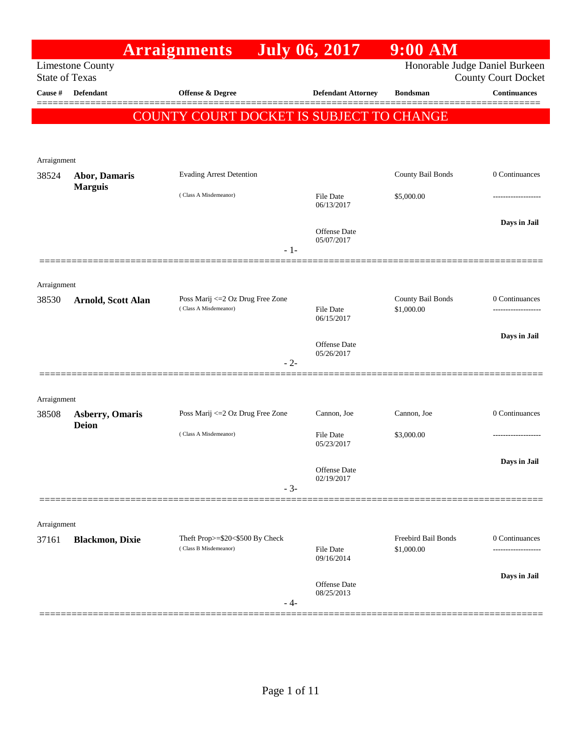# Arraignments July 06, 2017 9:00 AM

Limestone County
State of Texas

Honorable Judge Daniel Burkeen
County Court Docket

**COUNTY COURT DOCKET IS SUBJECT TO CHANGE**

| Cause # | Defendant | Offense & Degree | Defendant Attorney | Bondsman | Continuances |
|---|---|---|---|---|---|
| Arraignment | | | | | |
| 38524 | **Abor, Damaris Marguis** | Evading Arrest Detention<br>(Class A Misdemeanor) | File Date 06/13/2017<br>Offense Date 05/07/2017 | County Bail Bonds<br>$5,000.00 | 0 Continuances<br>-------------------<br>**Days in Jail** |
| Arraignment | | | | | |
| 38530 | **Arnold, Scott Alan** | Poss Marij <=2 Oz Drug Free Zone<br>(Class A Misdemeanor) | File Date 06/15/2017<br>Offense Date 05/26/2017 | County Bail Bonds<br>$1,000.00 | 0 Continuances<br>-------------------<br>**Days in Jail** |
| Arraignment | | | | | |
| 38508 | **Asberry, Omaris Deion** | Poss Marij <=2 Oz Drug Free Zone<br>(Class A Misdemeanor) | Cannon, Joe<br>File Date 05/23/2017<br>Offense Date 02/19/2017 | Cannon, Joe<br>$3,000.00 | 0 Continuances<br>-------------------<br>**Days in Jail** |
| Arraignment | | | | | |
| 37161 | **Blackmon, Dixie** | Theft Prop>=$20<$500 By Check<br>(Class B Misdemeanor) | File Date 09/16/2014<br>Offense Date 08/25/2013 | Freebird Bail Bonds<br>$1,000.00 | 0 Continuances<br>-------------------<br>**Days in Jail** |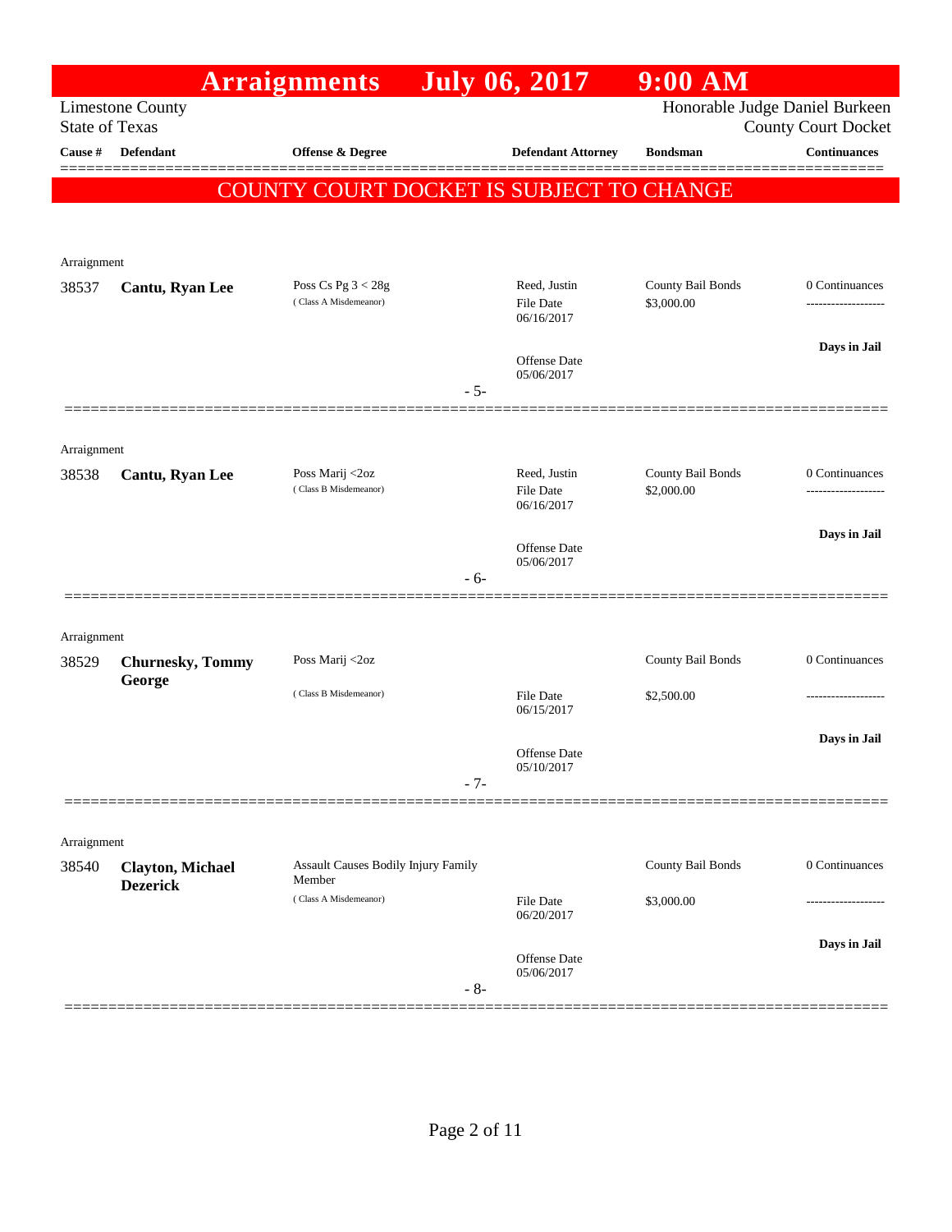# Arraignments July 06, 2017 9:00 AM

Limestone County
State of Texas

Honorable Judge Daniel Burkeen
County Court Docket

**COUNTY COURT DOCKET IS SUBJECT TO CHANGE**

| Cause # | Defendant | Offense & Degree | Defendant Attorney | Bondsman | Continuances |
|---|---|---|---|---|---|
| Arraignment | | | | | |
| 38537 | **Cantu, Ryan Lee** | Poss Cs Pg 3 < 28g (Class A Misdemeanor) | Reed, Justin<br>File Date 06/16/2017<br>Offense Date 05/06/2017 | County Bail Bonds<br>$3,000.00 | 0 Continuances<br>-------------------<br>**Days in Jail** |
| | | | - 5- | | |
| Arraignment | | | | | |
| 38538 | **Cantu, Ryan Lee** | Poss Marij <2oz (Class B Misdemeanor) | Reed, Justin<br>File Date 06/16/2017<br>Offense Date 05/06/2017 | County Bail Bonds<br>$2,000.00 | 0 Continuances<br>-------------------<br>**Days in Jail** |
| | | | - 6- | | |
| Arraignment | | | | | |
| 38529 | **Churnesky, Tommy George** | Poss Marij <2oz (Class B Misdemeanor) | File Date 06/15/2017<br>Offense Date 05/10/2017 | County Bail Bonds<br>$2,500.00 | 0 Continuances<br>-------------------<br>**Days in Jail** |
| | | | - 7- | | |
| Arraignment | | | | | |
| 38540 | **Clayton, Michael Dezerick** | Assault Causes Bodily Injury Family Member (Class A Misdemeanor) | File Date 06/20/2017<br>Offense Date 05/06/2017 | County Bail Bonds<br>$3,000.00 | 0 Continuances<br>-------------------<br>**Days in Jail** |
| | | | - 8- | | |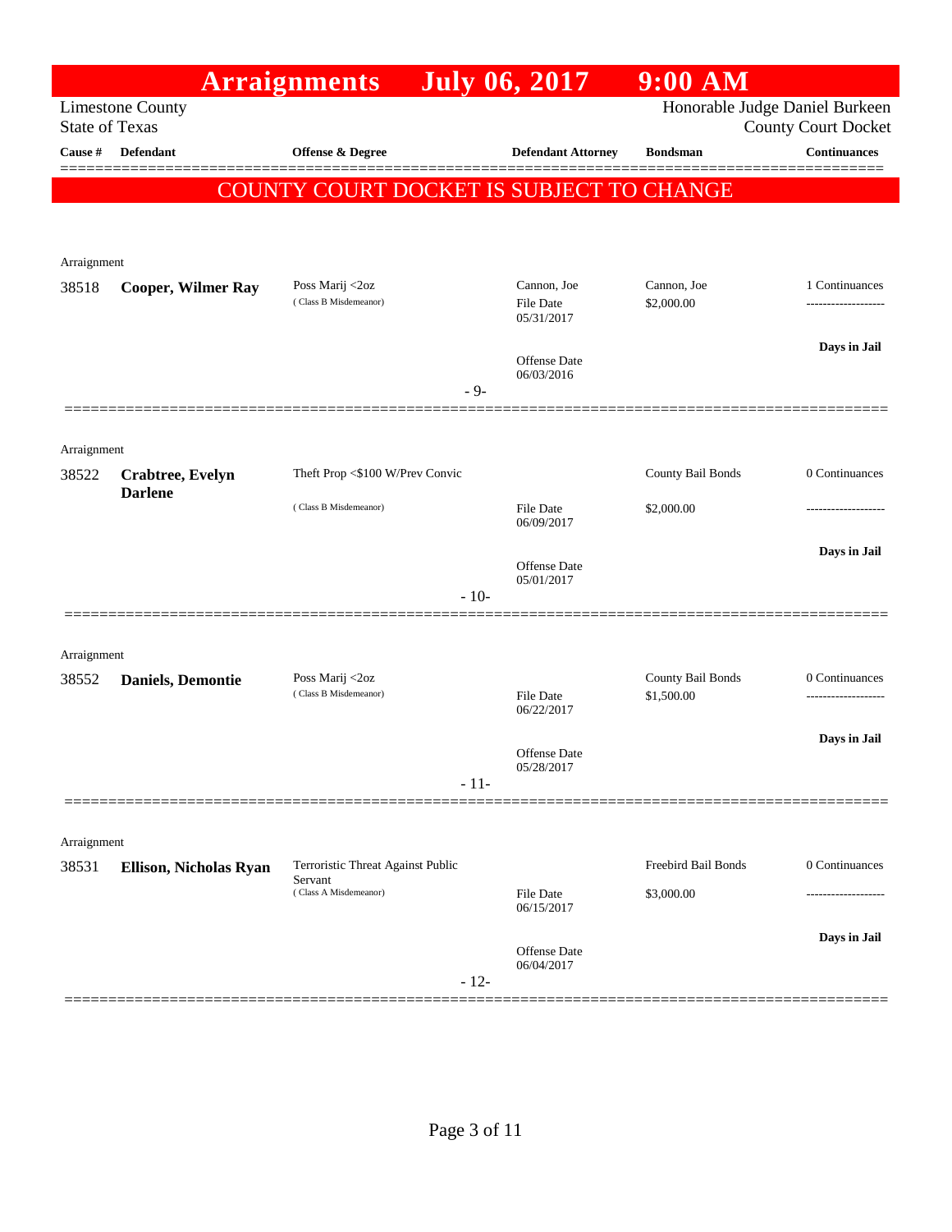# Arraignments July 06, 2017 9:00 AM

Limestone County
State of Texas

Honorable Judge Daniel Burkeen
County Court Docket

## COUNTY COURT DOCKET IS SUBJECT TO CHANGE

| Cause # | Defendant | Offense & Degree | Defendant Attorney | Bondsman | Continuances |
|---|---|---|---|---|---|
| Arraignment | | | | | |
| 38518 | **Cooper, Wilmer Ray** | Poss Marij <2oz (Class B Misdemeanor) | Cannon, Joe<br>File Date 05/31/2017<br>Offense Date 06/03/2016 | Cannon, Joe<br>$2,000.00 | 1 Continuances<br>Days in Jail |
| | | | - 9- | | |
| Arraignment | | | | | |
| 38522 | **Crabtree, Evelyn Darlene** | Theft Prop <$100 W/Prev Convic (Class B Misdemeanor) | File Date 06/09/2017<br>Offense Date 05/01/2017 | County Bail Bonds<br>$2,000.00 | 0 Continuances<br>Days in Jail |
| | | | - 10- | | |
| Arraignment | | | | | |
| 38552 | **Daniels, Demontie** | Poss Marij <2oz (Class B Misdemeanor) | File Date 06/22/2017<br>Offense Date 05/28/2017 | County Bail Bonds<br>$1,500.00 | 0 Continuances<br>Days in Jail |
| | | | - 11- | | |
| Arraignment | | | | | |
| 38531 | **Ellison, Nicholas Ryan** | Terroristic Threat Against Public Servant (Class A Misdemeanor) | File Date 06/15/2017<br>Offense Date 06/04/2017 | Freebird Bail Bonds<br>$3,000.00 | 0 Continuances<br>Days in Jail |
| | | | - 12- | | |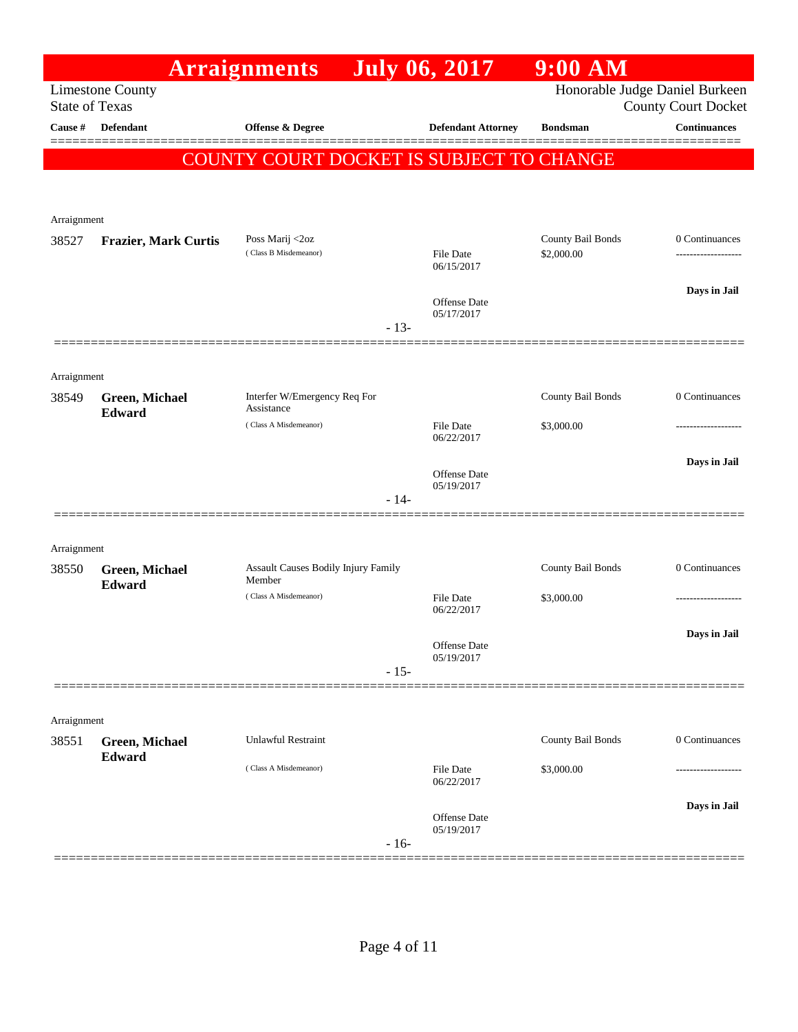# Arraignments July 06, 2017 9:00 AM

Limestone County
State of Texas

Honorable Judge Daniel Burkeen
County Court Docket

| Cause # | Defendant | Offense & Degree | Defendant Attorney | Bondsman | Continuances |
|---|---|---|---|---|---|

**COUNTY COURT DOCKET IS SUBJECT TO CHANGE**

---

Arraignment

| Cause # | Defendant | Offense & Degree | Defendant Attorney | Bondsman | Continuances |
|---|---|---|---|---|---|
| 38527 | **Frazier, Mark Curtis** | Poss Marij <2oz (Class B Misdemeanor) | File Date 06/15/2017; Offense Date 05/17/2017 | County Bail Bonds $2,000.00 | 0 Continuances; **Days in Jail** |

\- 13-

---

Arraignment

| Cause # | Defendant | Offense & Degree | Defendant Attorney | Bondsman | Continuances |
|---|---|---|---|---|---|
| 38549 | **Green, Michael Edward** | Interfer W/Emergency Req For Assistance (Class A Misdemeanor) | File Date 06/22/2017; Offense Date 05/19/2017 | County Bail Bonds $3,000.00 | 0 Continuances; **Days in Jail** |

\- 14-

---

Arraignment

| Cause # | Defendant | Offense & Degree | Defendant Attorney | Bondsman | Continuances |
|---|---|---|---|---|---|
| 38550 | **Green, Michael Edward** | Assault Causes Bodily Injury Family Member (Class A Misdemeanor) | File Date 06/22/2017; Offense Date 05/19/2017 | County Bail Bonds $3,000.00 | 0 Continuances; **Days in Jail** |

\- 15-

---

Arraignment

| Cause # | Defendant | Offense & Degree | Defendant Attorney | Bondsman | Continuances |
|---|---|---|---|---|---|
| 38551 | **Green, Michael Edward** | Unlawful Restraint (Class A Misdemeanor) | File Date 06/22/2017; Offense Date 05/19/2017 | County Bail Bonds $3,000.00 | 0 Continuances; **Days in Jail** |

\- 16-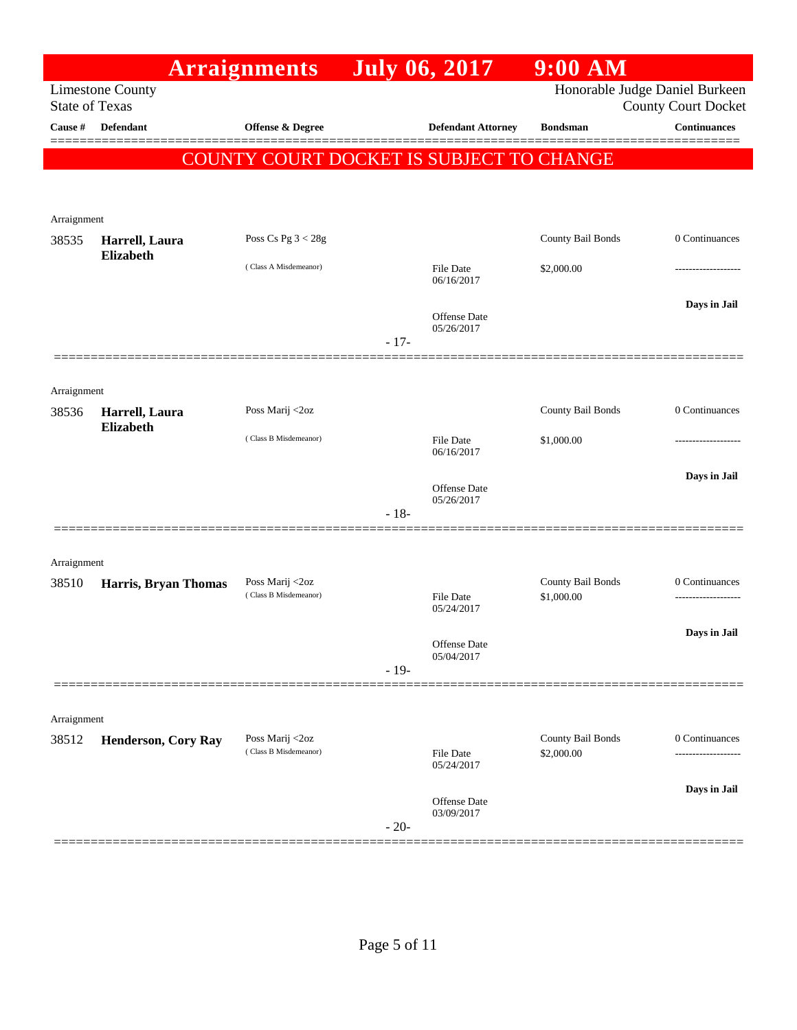# Arraignments July 06, 2017 9:00 AM

Limestone County
State of Texas

Honorable Judge Daniel Burkeen
County Court Docket

**COUNTY COURT DOCKET IS SUBJECT TO CHANGE**

| Cause # | Defendant | Offense & Degree | Defendant Attorney | Bondsman | Continuances |
|---|---|---|---|---|---|
| Arraignment | | | | | |
| 38535 | **Harrell, Laura Elizabeth** | Poss Cs Pg 3 < 28g (Class A Misdemeanor) | File Date 06/16/2017; Offense Date 05/26/2017 | County Bail Bonds $2,000.00 | 0 Continuances; **Days in Jail** |
| | | | - 17- | | |
| Arraignment | | | | | |
| 38536 | **Harrell, Laura Elizabeth** | Poss Marij <2oz (Class B Misdemeanor) | File Date 06/16/2017; Offense Date 05/26/2017 | County Bail Bonds $1,000.00 | 0 Continuances; **Days in Jail** |
| | | | - 18- | | |
| Arraignment | | | | | |
| 38510 | **Harris, Bryan Thomas** | Poss Marij <2oz (Class B Misdemeanor) | File Date 05/24/2017; Offense Date 05/04/2017 | County Bail Bonds $1,000.00 | 0 Continuances; **Days in Jail** |
| | | | - 19- | | |
| Arraignment | | | | | |
| 38512 | **Henderson, Cory Ray** | Poss Marij <2oz (Class B Misdemeanor) | File Date 05/24/2017; Offense Date 03/09/2017 | County Bail Bonds $2,000.00 | 0 Continuances; **Days in Jail** |
| | | | - 20- | | |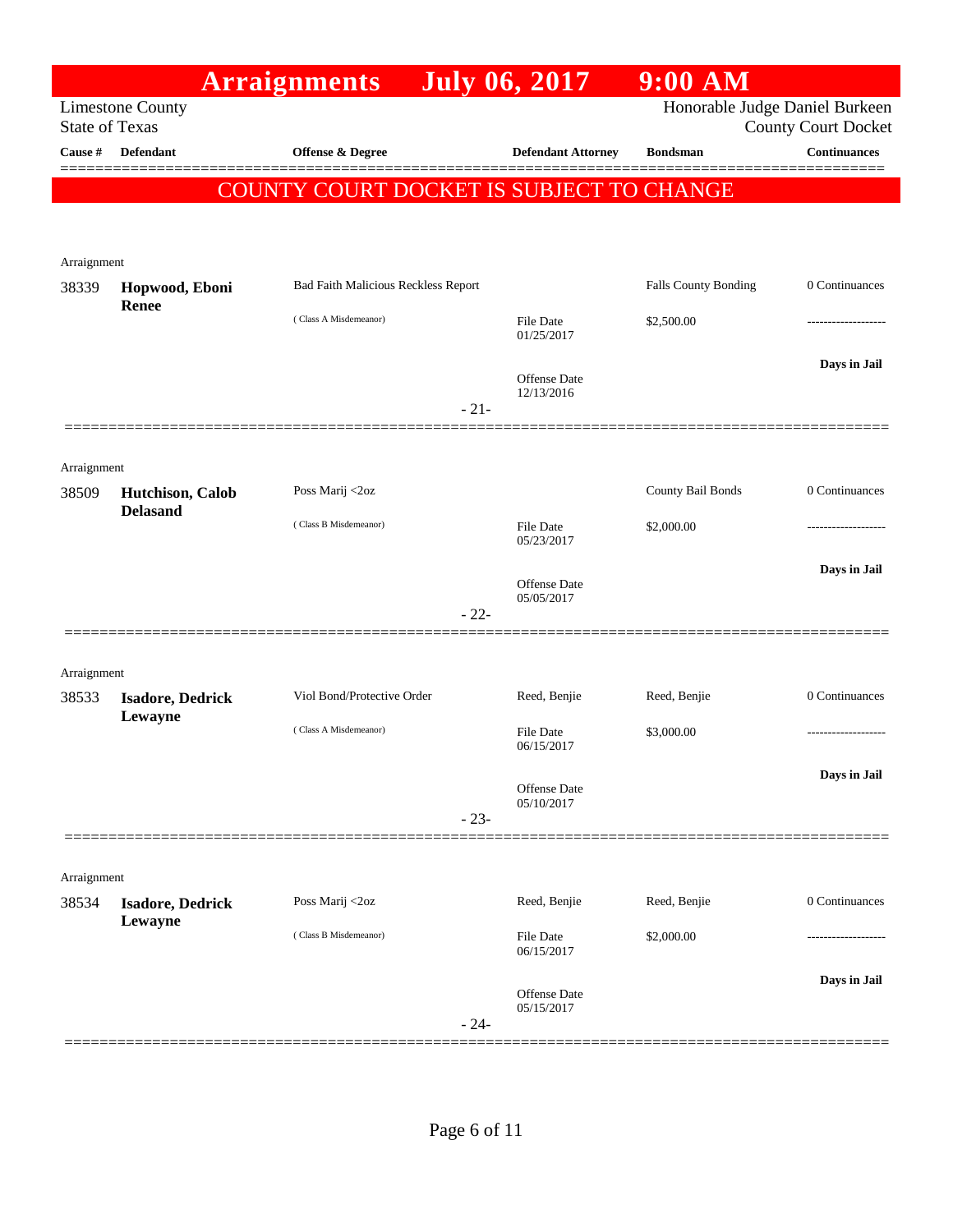# Arraignments July 06, 2017 9:00 AM

Limestone County
State of Texas

Honorable Judge Daniel Burkeen
County Court Docket

**COUNTY COURT DOCKET IS SUBJECT TO CHANGE**

| Cause # | Defendant | Offense & Degree | Defendant Attorney | Bondsman | Continuances |
|---|---|---|---|---|---|
| Arraignment | | | | | |
| 38339 | **Hopwood, Eboni Renee** | Bad Faith Malicious Reckless Report ( Class A Misdemeanor) | File Date 01/25/2017; Offense Date 12/13/2016 | Falls County Bonding $2,500.00 | 0 Continuances ------------------- **Days in Jail** |
| | | | - 21- | | |
| Arraignment | | | | | |
| 38509 | **Hutchison, Calob Delasand** | Poss Marij <2oz ( Class B Misdemeanor) | File Date 05/23/2017; Offense Date 05/05/2017 | County Bail Bonds $2,000.00 | 0 Continuances ------------------- **Days in Jail** |
| | | | - 22- | | |
| Arraignment | | | | | |
| 38533 | **Isadore, Dedrick Lewayne** | Viol Bond/Protective Order ( Class A Misdemeanor) | Reed, Benjie; File Date 06/15/2017; Offense Date 05/10/2017 | Reed, Benjie $3,000.00 | 0 Continuances ------------------- **Days in Jail** |
| | | | - 23- | | |
| Arraignment | | | | | |
| 38534 | **Isadore, Dedrick Lewayne** | Poss Marij <2oz ( Class B Misdemeanor) | Reed, Benjie; File Date 06/15/2017; Offense Date 05/15/2017 | Reed, Benjie $2,000.00 | 0 Continuances ------------------- **Days in Jail** |
| | | | - 24- | | |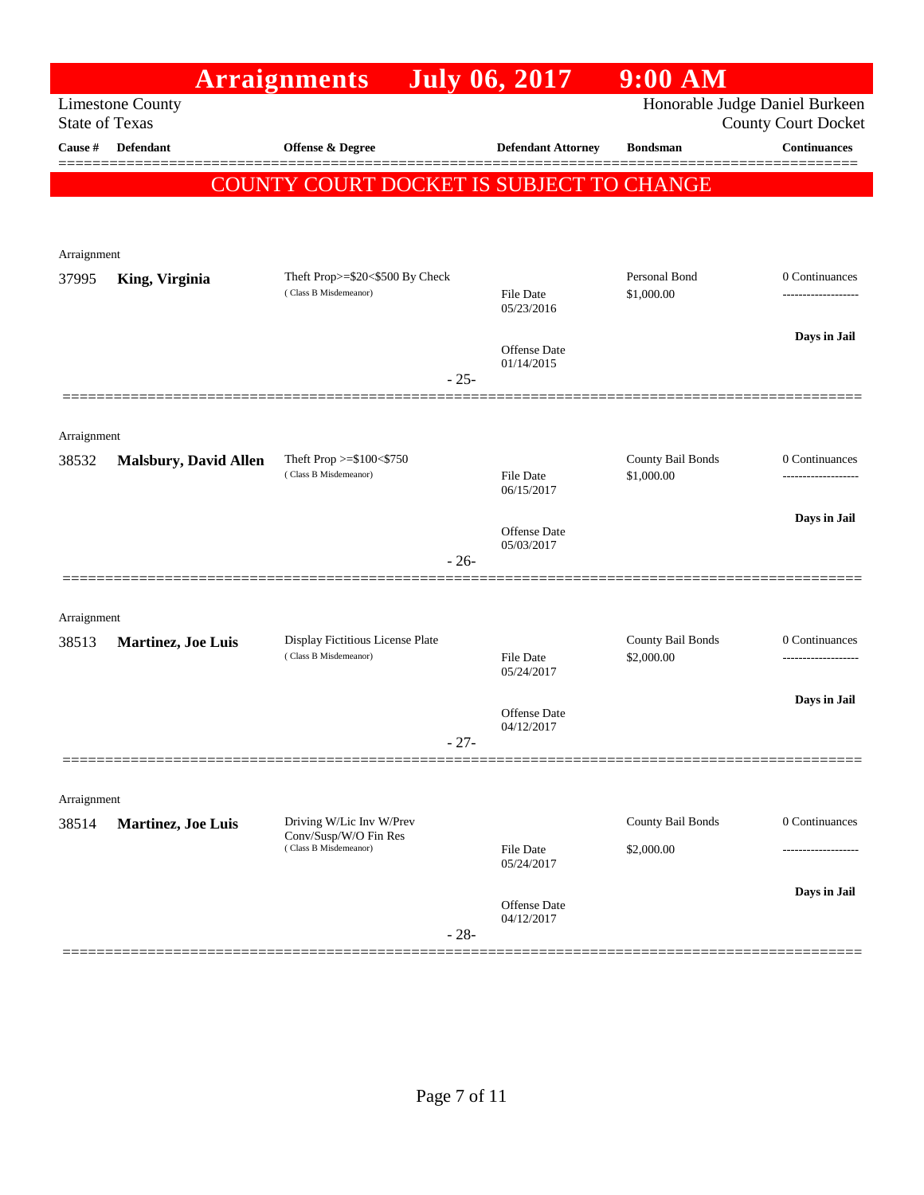# Arraignments July 06, 2017 9:00 AM

Limestone County
State of Texas

Honorable Judge Daniel Burkeen
County Court Docket

**COUNTY COURT DOCKET IS SUBJECT TO CHANGE**

| Cause # | Defendant | Offense & Degree | Defendant Attorney | Bondsman | Continuances |
|---|---|---|---|---|---|
| Arraignment | | | | | |
| 37995 | **King, Virginia** | Theft Prop>=$20<$500 By Check (Class B Misdemeanor) | File Date 05/23/2016; Offense Date 01/14/2015 | Personal Bond $1,000.00 | 0 Continuances; **Days in Jail** |
| | | | - 25- | | |
| Arraignment | | | | | |
| 38532 | **Malsbury, David Allen** | Theft Prop >=$100<$750 (Class B Misdemeanor) | File Date 06/15/2017; Offense Date 05/03/2017 | County Bail Bonds $1,000.00 | 0 Continuances; **Days in Jail** |
| | | | - 26- | | |
| Arraignment | | | | | |
| 38513 | **Martinez, Joe Luis** | Display Fictitious License Plate (Class B Misdemeanor) | File Date 05/24/2017; Offense Date 04/12/2017 | County Bail Bonds $2,000.00 | 0 Continuances; **Days in Jail** |
| | | | - 27- | | |
| Arraignment | | | | | |
| 38514 | **Martinez, Joe Luis** | Driving W/Lic Inv W/Prev Conv/Susp/W/O Fin Res (Class B Misdemeanor) | File Date 05/24/2017; Offense Date 04/12/2017 | County Bail Bonds $2,000.00 | 0 Continuances; **Days in Jail** |
| | | | - 28- | | |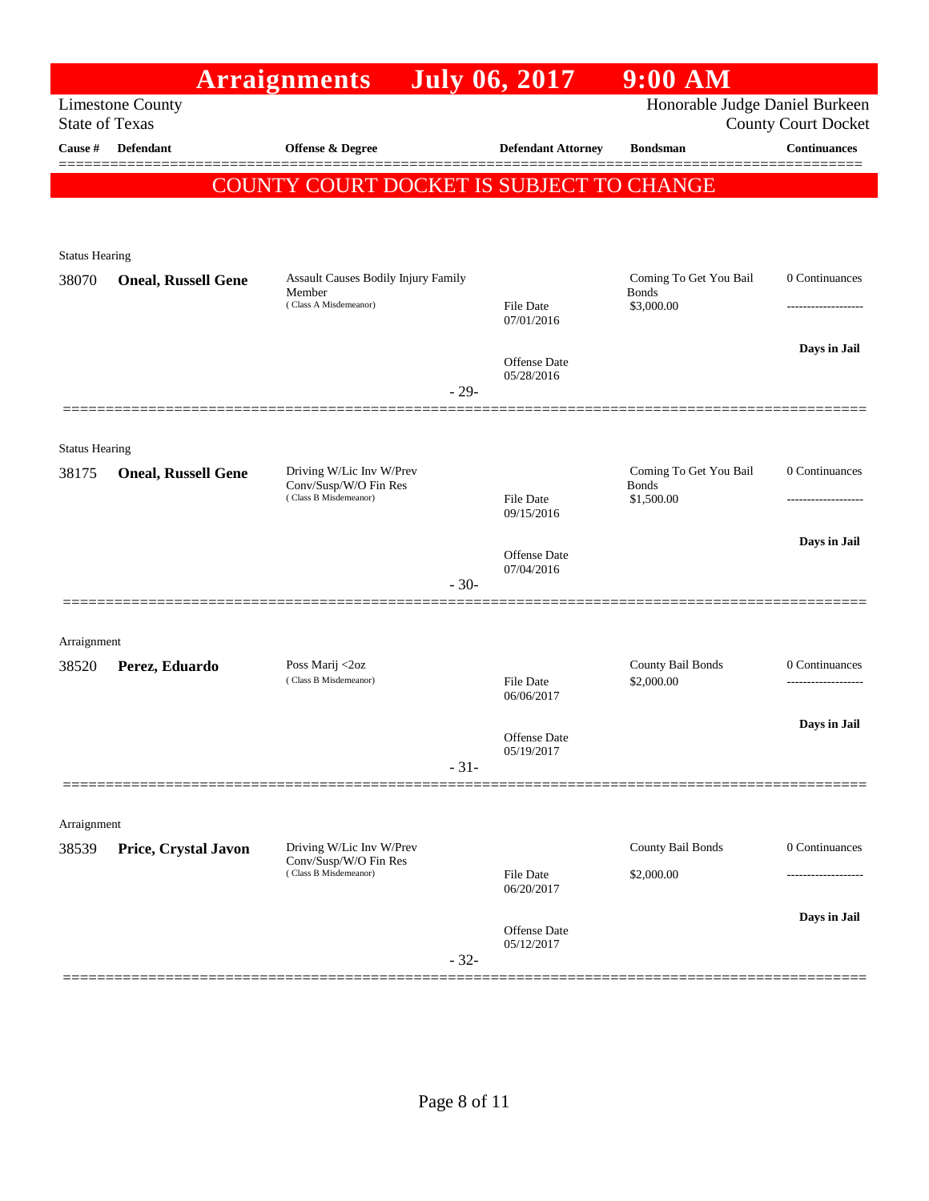# Arraignments July 06, 2017 9:00 AM

Limestone County
State of Texas

Honorable Judge Daniel Burkeen
County Court Docket

| Cause # | Defendant | Offense & Degree | Defendant Attorney | Bondsman | Continuances |
|---|---|---|---|---|---|

**COUNTY COURT DOCKET IS SUBJECT TO CHANGE**

Status Hearing

| Cause # | Defendant | Offense & Degree | Defendant Attorney | Bondsman | Continuances |
|---|---|---|---|---|---|
| 38070 | **Oneal, Russell Gene** | Assault Causes Bodily Injury Family Member (Class A Misdemeanor) | File Date 07/01/2016; Offense Date 05/28/2016 | Coming To Get You Bail Bonds $3,000.00 | 0 Continuances; Days in Jail |

- 29-

Status Hearing

| Cause # | Defendant | Offense & Degree | Defendant Attorney | Bondsman | Continuances |
|---|---|---|---|---|---|
| 38175 | **Oneal, Russell Gene** | Driving W/Lic Inv W/Prev Conv/Susp/W/O Fin Res (Class B Misdemeanor) | File Date 09/15/2016; Offense Date 07/04/2016 | Coming To Get You Bail Bonds $1,500.00 | 0 Continuances; Days in Jail |

- 30-

Arraignment

| Cause # | Defendant | Offense & Degree | Defendant Attorney | Bondsman | Continuances |
|---|---|---|---|---|---|
| 38520 | **Perez, Eduardo** | Poss Marij <2oz (Class B Misdemeanor) | File Date 06/06/2017; Offense Date 05/19/2017 | County Bail Bonds $2,000.00 | 0 Continuances; Days in Jail |

- 31-

Arraignment

| Cause # | Defendant | Offense & Degree | Defendant Attorney | Bondsman | Continuances |
|---|---|---|---|---|---|
| 38539 | **Price, Crystal Javon** | Driving W/Lic Inv W/Prev Conv/Susp/W/O Fin Res (Class B Misdemeanor) | File Date 06/20/2017; Offense Date 05/12/2017 | County Bail Bonds $2,000.00 | 0 Continuances; Days in Jail |

- 32-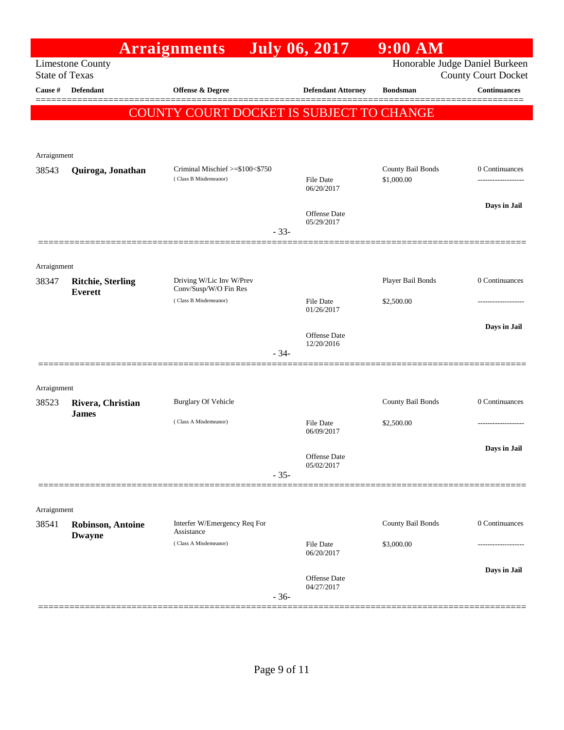# Arraignments July 06, 2017 9:00 AM

Limestone County
State of Texas

Honorable Judge Daniel Burkeen
County Court Docket

| Cause # | Defendant | Offense & Degree | Defendant Attorney | Bondsman | Continuances |
|---|---|---|---|---|---|

**COUNTY COURT DOCKET IS SUBJECT TO CHANGE**

Arraignment

| Cause # | Defendant | Offense & Degree | Defendant Attorney | Bondsman | Continuances |
|---|---|---|---|---|---|
| 38543 | **Quiroga, Jonathan** | Criminal Mischief >=$100<$750 (Class B Misdemeanor) | File Date 06/20/2017<br>Offense Date 05/29/2017 | County Bail Bonds<br>$1,000.00 | 0 Continuances<br>-------------------<br>**Days in Jail** |

- 33-

Arraignment

| Cause # | Defendant | Offense & Degree | Defendant Attorney | Bondsman | Continuances |
|---|---|---|---|---|---|
| 38347 | **Ritchie, Sterling Everett** | Driving W/Lic Inv W/Prev Conv/Susp/W/O Fin Res (Class B Misdemeanor) | File Date 01/26/2017<br>Offense Date 12/20/2016 | Player Bail Bonds<br>$2,500.00 | 0 Continuances<br>-------------------<br>**Days in Jail** |

- 34-

Arraignment

| Cause # | Defendant | Offense & Degree | Defendant Attorney | Bondsman | Continuances |
|---|---|---|---|---|---|
| 38523 | **Rivera, Christian James** | Burglary Of Vehicle (Class A Misdemeanor) | File Date 06/09/2017<br>Offense Date 05/02/2017 | County Bail Bonds<br>$2,500.00 | 0 Continuances<br>-------------------<br>**Days in Jail** |

- 35-

Arraignment

| Cause # | Defendant | Offense & Degree | Defendant Attorney | Bondsman | Continuances |
|---|---|---|---|---|---|
| 38541 | **Robinson, Antoine Dwayne** | Interfer W/Emergency Req For Assistance (Class A Misdemeanor) | File Date 06/20/2017<br>Offense Date 04/27/2017 | County Bail Bonds<br>$3,000.00 | 0 Continuances<br>-------------------<br>**Days in Jail** |

- 36-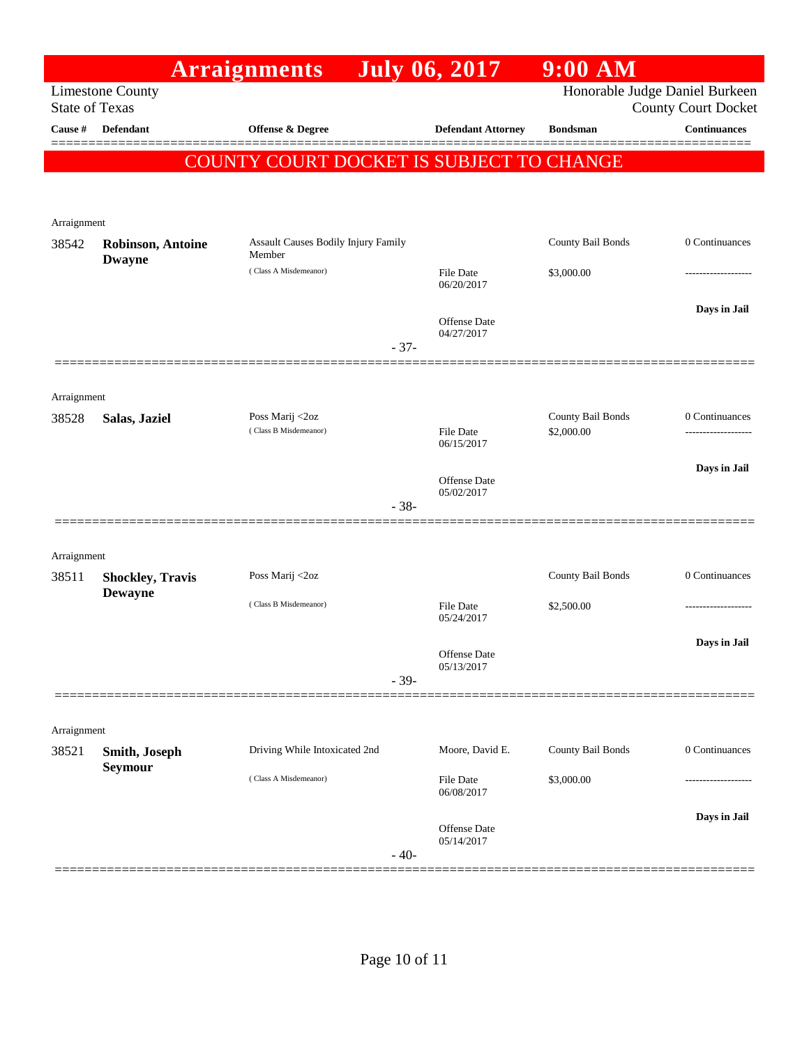# Arraignments July 06, 2017 9:00 AM

Limestone County
State of Texas

Honorable Judge Daniel Burkeen
County Court Docket

**COUNTY COURT DOCKET IS SUBJECT TO CHANGE**

| Cause # | Defendant | Offense & Degree | Defendant Attorney | Bondsman | Continuances |
|---|---|---|---|---|---|
| Arraignment | | | | | |
| 38542 | **Robinson, Antoine Dwayne** | Assault Causes Bodily Injury Family Member (Class A Misdemeanor) | File Date 06/20/2017<br>Offense Date 04/27/2017 | County Bail Bonds<br>$3,000.00 | 0 Continuances<br>-------------------<br>**Days in Jail** |
| | | - 37- | | | |
| Arraignment | | | | | |
| 38528 | **Salas, Jaziel** | Poss Marij <2oz (Class B Misdemeanor) | File Date 06/15/2017<br>Offense Date 05/02/2017 | County Bail Bonds<br>$2,000.00 | 0 Continuances<br>-------------------<br>**Days in Jail** |
| | | - 38- | | | |
| Arraignment | | | | | |
| 38511 | **Shockley, Travis Dewayne** | Poss Marij <2oz (Class B Misdemeanor) | File Date 05/24/2017<br>Offense Date 05/13/2017 | County Bail Bonds<br>$2,500.00 | 0 Continuances<br>-------------------<br>**Days in Jail** |
| | | - 39- | | | |
| Arraignment | | | | | |
| 38521 | **Smith, Joseph Seymour** | Driving While Intoxicated 2nd (Class A Misdemeanor) | Moore, David E.<br>File Date 06/08/2017<br>Offense Date 05/14/2017 | County Bail Bonds<br>$3,000.00 | 0 Continuances<br>-------------------<br>**Days in Jail** |
| | | - 40- | | | |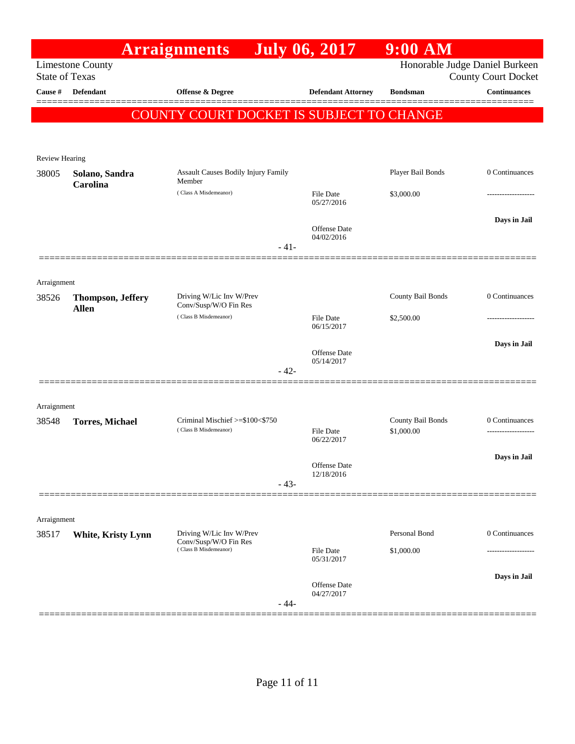# Arraignments July 06, 2017 9:00 AM

Limestone County
State of Texas

Honorable Judge Daniel Burkeen
County Court Docket

| Cause # | Defendant | Offense & Degree | Defendant Attorney | Bondsman | Continuances |
|---|---|---|---|---|---|

**COUNTY COURT DOCKET IS SUBJECT TO CHANGE**

Review Hearing

| Cause # | Defendant | Offense & Degree | Defendant Attorney | Bondsman | Continuances |
|---|---|---|---|---|---|
| 38005 | **Solano, Sandra Carolina** | Assault Causes Bodily Injury Family Member ( Class A Misdemeanor) | File Date 05/27/2016 | Player Bail Bonds $3,000.00 | 0 Continuances ------------------- |
| | | | Offense Date 04/02/2016 | | **Days in Jail** |

- 41-

Arraignment

| Cause # | Defendant | Offense & Degree | Defendant Attorney | Bondsman | Continuances |
|---|---|---|---|---|---|
| 38526 | **Thompson, Jeffery Allen** | Driving W/Lic Inv W/Prev Conv/Susp/W/O Fin Res ( Class B Misdemeanor) | File Date 06/15/2017 | County Bail Bonds $2,500.00 | 0 Continuances ------------------- |
| | | | Offense Date 05/14/2017 | | **Days in Jail** |

- 42-

Arraignment

| Cause # | Defendant | Offense & Degree | Defendant Attorney | Bondsman | Continuances |
|---|---|---|---|---|---|
| 38548 | **Torres, Michael** | Criminal Mischief >=$100<$750 ( Class B Misdemeanor) | File Date 06/22/2017 | County Bail Bonds $1,000.00 | 0 Continuances ------------------- |
| | | | Offense Date 12/18/2016 | | **Days in Jail** |

- 43-

Arraignment

| Cause # | Defendant | Offense & Degree | Defendant Attorney | Bondsman | Continuances |
|---|---|---|---|---|---|
| 38517 | **White, Kristy Lynn** | Driving W/Lic Inv W/Prev Conv/Susp/W/O Fin Res ( Class B Misdemeanor) | File Date 05/31/2017 | Personal Bond $1,000.00 | 0 Continuances ------------------- |
| | | | Offense Date 04/27/2017 | | **Days in Jail** |

- 44-